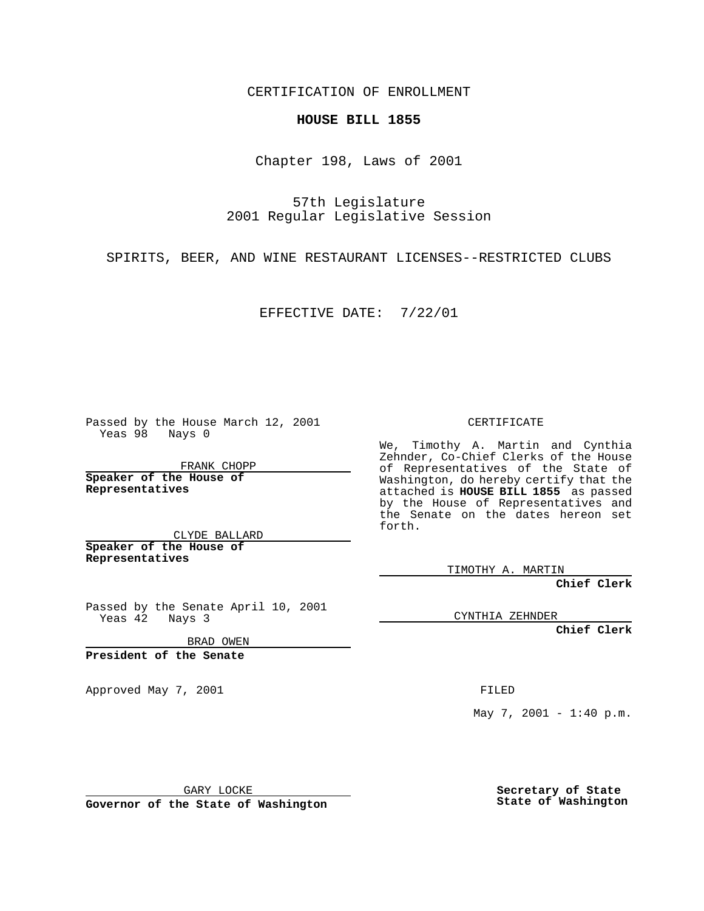CERTIFICATION OF ENROLLMENT

**HOUSE BILL 1855**

Chapter 198, Laws of 2001

57th Legislature
2001 Regular Legislative Session

SPIRITS, BEER, AND WINE RESTAURANT LICENSES--RESTRICTED CLUBS

EFFECTIVE DATE: 7/22/01

Passed by the House March 12, 2001
Yeas 98 Nays 0

FRANK CHOPP

**Speaker of the House of Representatives**

CLYDE BALLARD

**Speaker of the House of Representatives**

Passed by the Senate April 10, 2001
Yeas 42 Nays 3

BRAD OWEN

**President of the Senate**

Approved May 7, 2001

GARY LOCKE

**Governor of the State of Washington**

CERTIFICATE

We, Timothy A. Martin and Cynthia Zehnder, Co-Chief Clerks of the House of Representatives of the State of Washington, do hereby certify that the attached is **HOUSE BILL 1855** as passed by the House of Representatives and the Senate on the dates hereon set forth.

TIMOTHY A. MARTIN

**Chief Clerk**

CYNTHIA ZEHNDER

**Chief Clerk**

FILED

May 7, 2001 - 1:40 p.m.

**Secretary of State**
**State of Washington**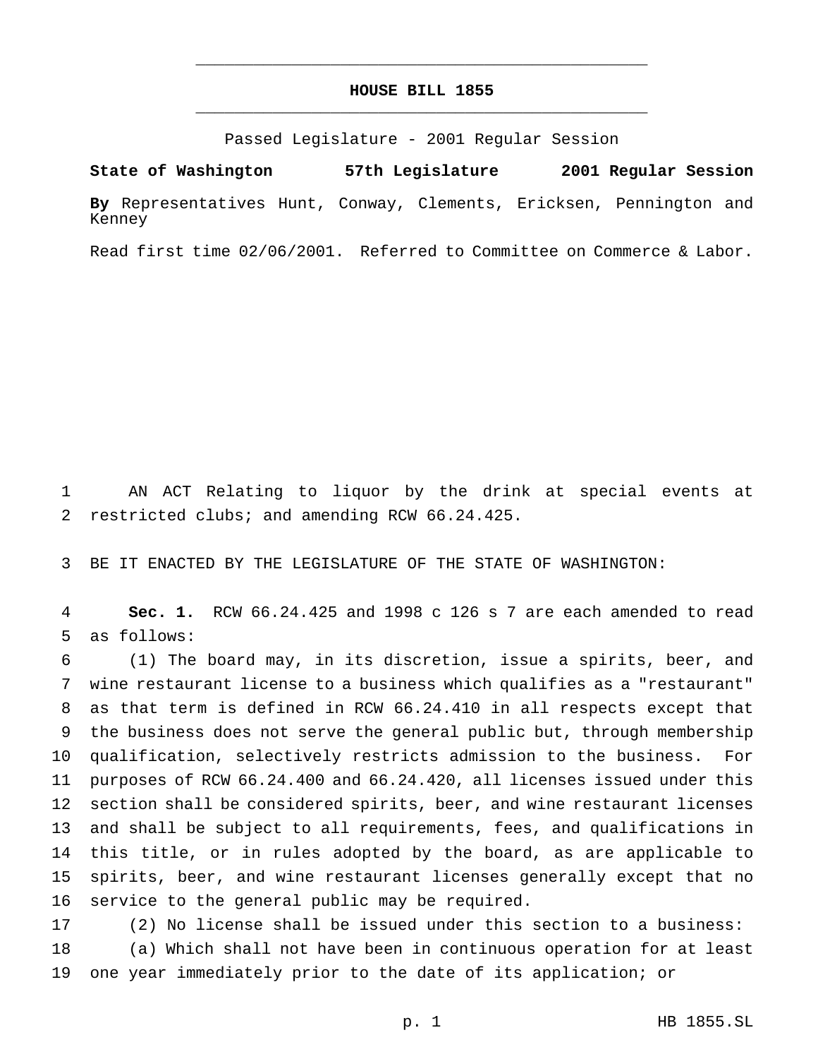# HOUSE BILL 1855

Passed Legislature - 2001 Regular Session

**State of Washington 57th Legislature 2001 Regular Session**

**By** Representatives Hunt, Conway, Clements, Ericksen, Pennington and Kenney

Read first time 02/06/2001. Referred to Committee on Commerce & Labor.

AN ACT Relating to liquor by the drink at special events at restricted clubs; and amending RCW 66.24.425.

BE IT ENACTED BY THE LEGISLATURE OF THE STATE OF WASHINGTON:

**Sec. 1.** RCW 66.24.425 and 1998 c 126 s 7 are each amended to read as follows:

(1) The board may, in its discretion, issue a spirits, beer, and wine restaurant license to a business which qualifies as a "restaurant" as that term is defined in RCW 66.24.410 in all respects except that the business does not serve the general public but, through membership qualification, selectively restricts admission to the business. For purposes of RCW 66.24.400 and 66.24.420, all licenses issued under this section shall be considered spirits, beer, and wine restaurant licenses and shall be subject to all requirements, fees, and qualifications in this title, or in rules adopted by the board, as are applicable to spirits, beer, and wine restaurant licenses generally except that no service to the general public may be required.

(2) No license shall be issued under this section to a business:

(a) Which shall not have been in continuous operation for at least one year immediately prior to the date of its application; or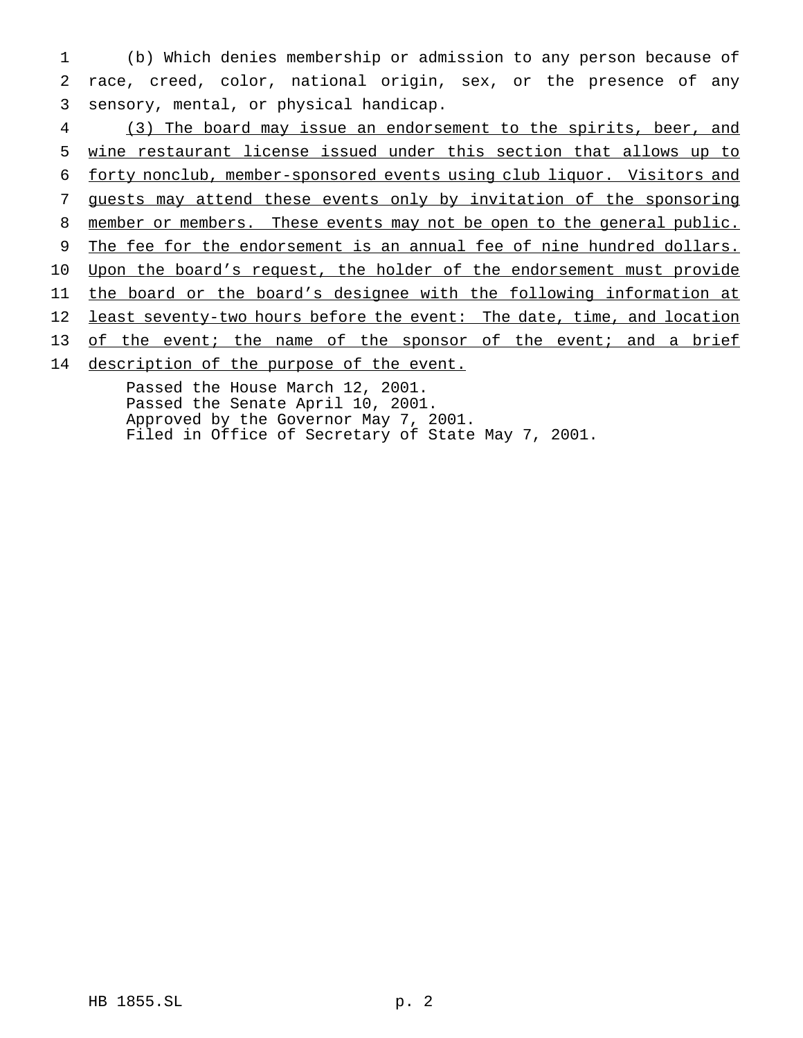(b) Which denies membership or admission to any person because of race, creed, color, national origin, sex, or the presence of any sensory, mental, or physical handicap.

<u>(3) The board may issue an endorsement to the spirits, beer, and wine restaurant license issued under this section that allows up to forty nonclub, member-sponsored events using club liquor. Visitors and guests may attend these events only by invitation of the sponsoring member or members. These events may not be open to the general public. The fee for the endorsement is an annual fee of nine hundred dollars. Upon the board's request, the holder of the endorsement must provide the board or the board's designee with the following information at least seventy-two hours before the event: The date, time, and location of the event; the name of the sponsor of the event; and a brief description of the purpose of the event.</u>

Passed the House March 12, 2001.
Passed the Senate April 10, 2001.
Approved by the Governor May 7, 2001.
Filed in Office of Secretary of State May 7, 2001.